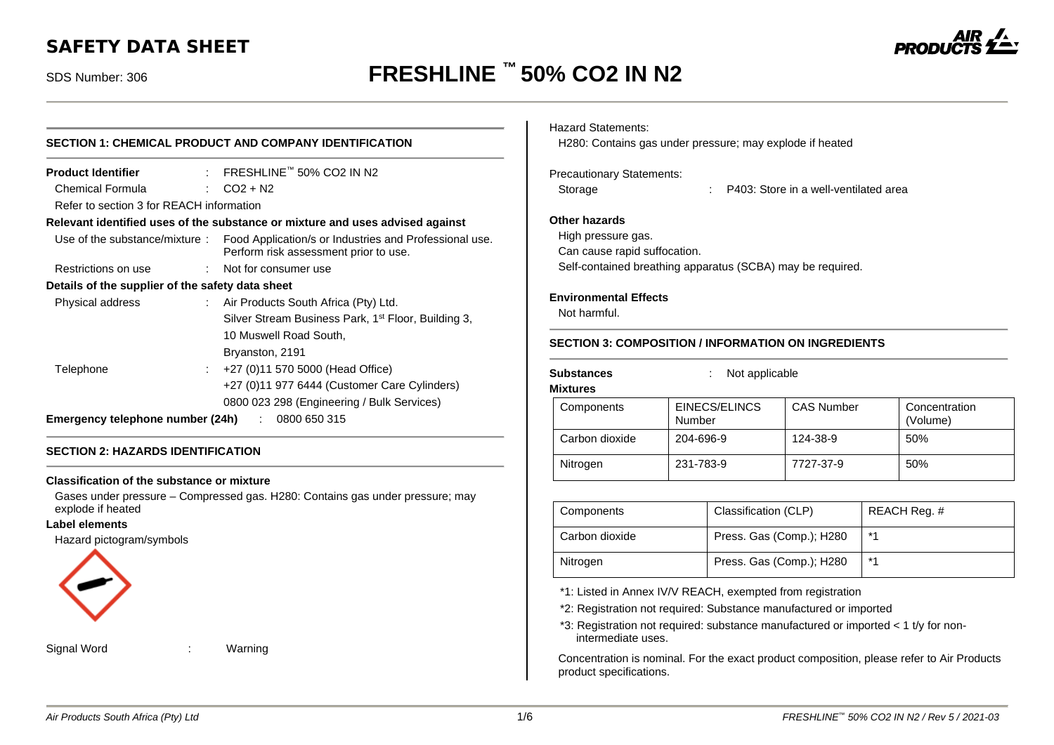# SAFETY DATA SHEET

SDS Number: 306

# FRESHLINE ™ 50% $CO_2$ IN $N_2$

## SECTION 1: CHEMICAL PRODUCT AND COMPANY IDENTIFICATION

**Product Identifier** : FRESHLINE™ 50% $CO_2$ IN $N_2$

Chemical Formula : $CO_2 + N_2$

Refer to section 3 for REACH information

**Relevant identified uses of the substance or mixture and uses advised against**

Use of the substance/mixture : Food Application/s or Industries and Professional use. Perform risk assessment prior to use.

Restrictions on use : Not for consumer use

**Details of the supplier of the safety data sheet**

Physical address : Air Products South Africa (Pty) Ltd.
Silver Stream Business Park, 1st Floor, Building 3,
10 Muswell Road South,
Bryanston, 2191

Telephone : +27 (0)11 570 5000 (Head Office)
+27 (0)11 977 6444 (Customer Care Cylinders)
0800 023 298 (Engineering / Bulk Services)

**Emergency telephone number (24h)** : 0800 650 315

## SECTION 2: HAZARDS IDENTIFICATION

**Classification of the substance or mixture**

Gases under pressure – Compressed gas. H280: Contains gas under pressure; may explode if heated

**Label elements**

Hazard pictogram/symbols

Signal Word : Warning

Hazard Statements:

H280: Contains gas under pressure; may explode if heated

Precautionary Statements:

Storage : P403: Store in a well-ventilated area

**Other hazards**

High pressure gas.
Can cause rapid suffocation.
Self-contained breathing apparatus (SCBA) may be required.

**Environmental Effects**

Not harmful.

## SECTION 3: COMPOSITION / INFORMATION ON INGREDIENTS

**Substances** : Not applicable

**Mixtures**

| Components | EINECS/ELINCS Number | CAS Number | Concentration (Volume) |
|---|---|---|---|
| Carbon dioxide | 204-696-9 | 124-38-9 | 50% |
| Nitrogen | 231-783-9 | 7727-37-9 | 50% |

| Components | Classification (CLP) | REACH Reg. # |
|---|---|---|
| Carbon dioxide | Press. Gas (Comp.); H280 | *1 |
| Nitrogen | Press. Gas (Comp.); H280 | *1 |

*1: Listed in Annex IV/V REACH, exempted from registration

*2: Registration not required: Substance manufactured or imported

*3: Registration not required: substance manufactured or imported < 1 t/y for non-intermediate uses.

Concentration is nominal. For the exact product composition, please refer to Air Products product specifications.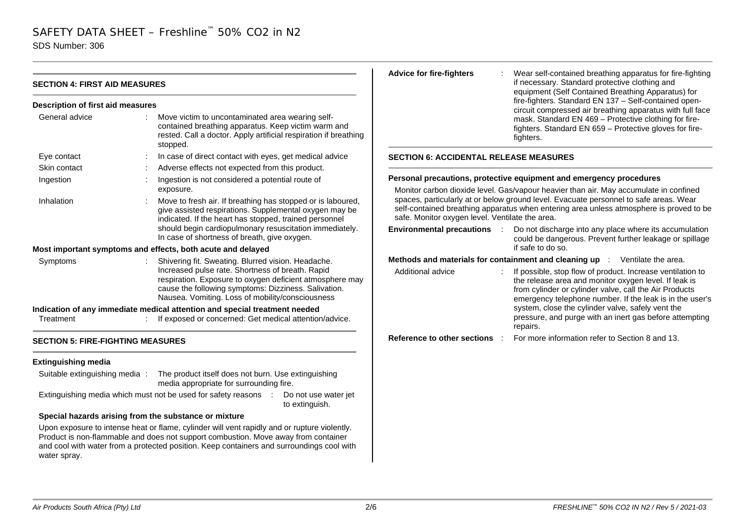## SECTION 4: FIRST AID MEASURES

### Description of first aid measures

**General advice** : Move victim to uncontaminated area wearing self-contained breathing apparatus. Keep victim warm and rested. Call a doctor. Apply artificial respiration if breathing stopped.

**Eye contact** : In case of direct contact with eyes, get medical advice

**Skin contact** : Adverse effects not expected from this product.

**Ingestion** : Ingestion is not considered a potential route of exposure.

**Inhalation** : Move to fresh air. If breathing has stopped or is laboured, give assisted respirations. Supplemental oxygen may be indicated. If the heart has stopped, trained personnel should begin cardiopulmonary resuscitation immediately. In case of shortness of breath, give oxygen.

### Most important symptoms and effects, both acute and delayed

**Symptoms** : Shivering fit. Sweating. Blurred vision. Headache. Increased pulse rate. Shortness of breath. Rapid respiration. Exposure to oxygen deficient atmosphere may cause the following symptoms: Dizziness. Salivation. Nausea. Vomiting. Loss of mobility/consciousness

### Indication of any immediate medical attention and special treatment needed

**Treatment** : If exposed or concerned: Get medical attention/advice.

## SECTION 5: FIRE-FIGHTING MEASURES

### Extinguishing media

**Suitable extinguishing media** : The product itself does not burn. Use extinguishing media appropriate for surrounding fire.

**Extinguishing media which must not be used for safety reasons** : Do not use water jet to extinguish.

### Special hazards arising from the substance or mixture

Upon exposure to intense heat or flame, cylinder will vent rapidly and or rupture violently. Product is non-flammable and does not support combustion. Move away from container and cool with water from a protected position. Keep containers and surroundings cool with water spray.

**Advice for fire-fighters** : Wear self-contained breathing apparatus for fire-fighting if necessary. Standard protective clothing and equipment (Self Contained Breathing Apparatus) for fire-fighters. Standard EN 137 – Self-contained open-circuit compressed air breathing apparatus with full face mask. Standard EN 469 – Protective clothing for fire-fighters. Standard EN 659 – Protective gloves for fire-fighters.

## SECTION 6: ACCIDENTAL RELEASE MEASURES

### Personal precautions, protective equipment and emergency procedures

Monitor carbon dioxide level. Gas/vapour heavier than air. May accumulate in confined spaces, particularly at or below ground level. Evacuate personnel to safe areas. Wear self-contained breathing apparatus when entering area unless atmosphere is proved to be safe. Monitor oxygen level. Ventilate the area.

**Environmental precautions** : Do not discharge into any place where its accumulation could be dangerous. Prevent further leakage or spillage if safe to do so.

**Methods and materials for containment and cleaning up** : Ventilate the area.

**Additional advice** : If possible, stop flow of product. Increase ventilation to the release area and monitor oxygen level. If leak is from cylinder or cylinder valve, call the Air Products emergency telephone number. If the leak is in the user's system, close the cylinder valve, safely vent the pressure, and purge with an inert gas before attempting repairs.

**Reference to other sections** : For more information refer to Section 8 and 13.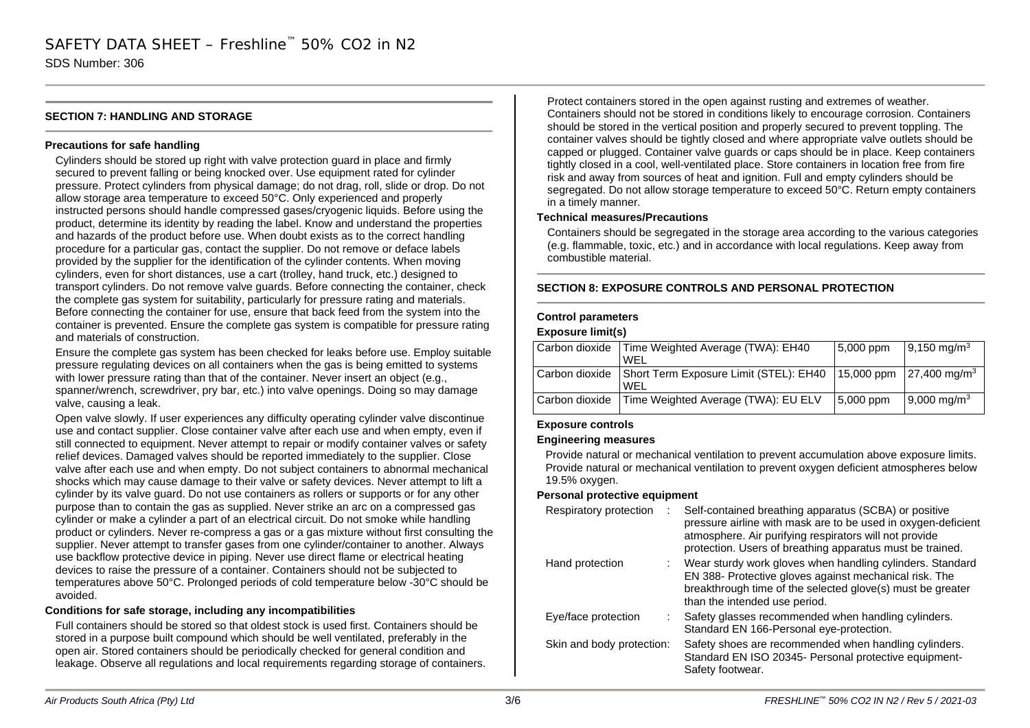## SECTION 7: HANDLING AND STORAGE

### Precautions for safe handling

Cylinders should be stored up right with valve protection guard in place and firmly secured to prevent falling or being knocked over. Use equipment rated for cylinder pressure. Protect cylinders from physical damage; do not drag, roll, slide or drop. Do not allow storage area temperature to exceed 50°C. Only experienced and properly instructed persons should handle compressed gases/cryogenic liquids. Before using the product, determine its identity by reading the label. Know and understand the properties and hazards of the product before use. When doubt exists as to the correct handling procedure for a particular gas, contact the supplier. Do not remove or deface labels provided by the supplier for the identification of the cylinder contents. When moving cylinders, even for short distances, use a cart (trolley, hand truck, etc.) designed to transport cylinders. Do not remove valve guards. Before connecting the container, check the complete gas system for suitability, particularly for pressure rating and materials. Before connecting the container for use, ensure that back feed from the system into the container is prevented. Ensure the complete gas system is compatible for pressure rating and materials of construction.

Ensure the complete gas system has been checked for leaks before use. Employ suitable pressure regulating devices on all containers when the gas is being emitted to systems with lower pressure rating than that of the container. Never insert an object (e.g., spanner/wrench, screwdriver, pry bar, etc.) into valve openings. Doing so may damage valve, causing a leak.

Open valve slowly. If user experiences any difficulty operating cylinder valve discontinue use and contact supplier. Close container valve after each use and when empty, even if still connected to equipment. Never attempt to repair or modify container valves or safety relief devices. Damaged valves should be reported immediately to the supplier. Close valve after each use and when empty. Do not subject containers to abnormal mechanical shocks which may cause damage to their valve or safety devices. Never attempt to lift a cylinder by its valve guard. Do not use containers as rollers or supports or for any other purpose than to contain the gas as supplied. Never strike an arc on a compressed gas cylinder or make a cylinder a part of an electrical circuit. Do not smoke while handling product or cylinders. Never re-compress a gas or a gas mixture without first consulting the supplier. Never attempt to transfer gases from one cylinder/container to another. Always use backflow protective device in piping. Never use direct flame or electrical heating devices to raise the pressure of a container. Containers should not be subjected to temperatures above 50°C. Prolonged periods of cold temperature below -30°C should be avoided.

### Conditions for safe storage, including any incompatibilities

Full containers should be stored so that oldest stock is used first. Containers should be stored in a purpose built compound which should be well ventilated, preferably in the open air. Stored containers should be periodically checked for general condition and leakage. Observe all regulations and local requirements regarding storage of containers. Protect containers stored in the open against rusting and extremes of weather. Containers should not be stored in conditions likely to encourage corrosion. Containers should be stored in the vertical position and properly secured to prevent toppling. The container valves should be tightly closed and where appropriate valve outlets should be capped or plugged. Container valve guards or caps should be in place. Keep containers tightly closed in a cool, well-ventilated place. Store containers in location free from fire risk and away from sources of heat and ignition. Full and empty cylinders should be segregated. Do not allow storage temperature to exceed 50°C. Return empty containers in a timely manner.

### Technical measures/Precautions

Containers should be segregated in the storage area according to the various categories (e.g. flammable, toxic, etc.) and in accordance with local regulations. Keep away from combustible material.

## SECTION 8: EXPOSURE CONTROLS AND PERSONAL PROTECTION

### Control parameters

**Exposure limit(s)**

| | | | |
|---|---|---|---|
| Carbon dioxide | Time Weighted Average (TWA): EH40 WEL | 5,000 ppm | 9,150 mg/m$^3$ |
| Carbon dioxide | Short Term Exposure Limit (STEL): EH40 WEL | 15,000 ppm | 27,400 mg/m$^3$ |
| Carbon dioxide | Time Weighted Average (TWA): EU ELV | 5,000 ppm | 9,000 mg/m$^3$ |

### Exposure controls

**Engineering measures**

Provide natural or mechanical ventilation to prevent accumulation above exposure limits. Provide natural or mechanical ventilation to prevent oxygen deficient atmospheres below 19.5% oxygen.

**Personal protective equipment**

Respiratory protection : Self-contained breathing apparatus (SCBA) or positive pressure airline with mask are to be used in oxygen-deficient atmosphere. Air purifying respirators will not provide protection. Users of breathing apparatus must be trained.

Hand protection : Wear sturdy work gloves when handling cylinders. Standard EN 388- Protective gloves against mechanical risk. The breakthrough time of the selected glove(s) must be greater than the intended use period.

Eye/face protection : Safety glasses recommended when handling cylinders. Standard EN 166-Personal eye-protection.

Skin and body protection: Safety shoes are recommended when handling cylinders. Standard EN ISO 20345- Personal protective equipment-Safety footwear.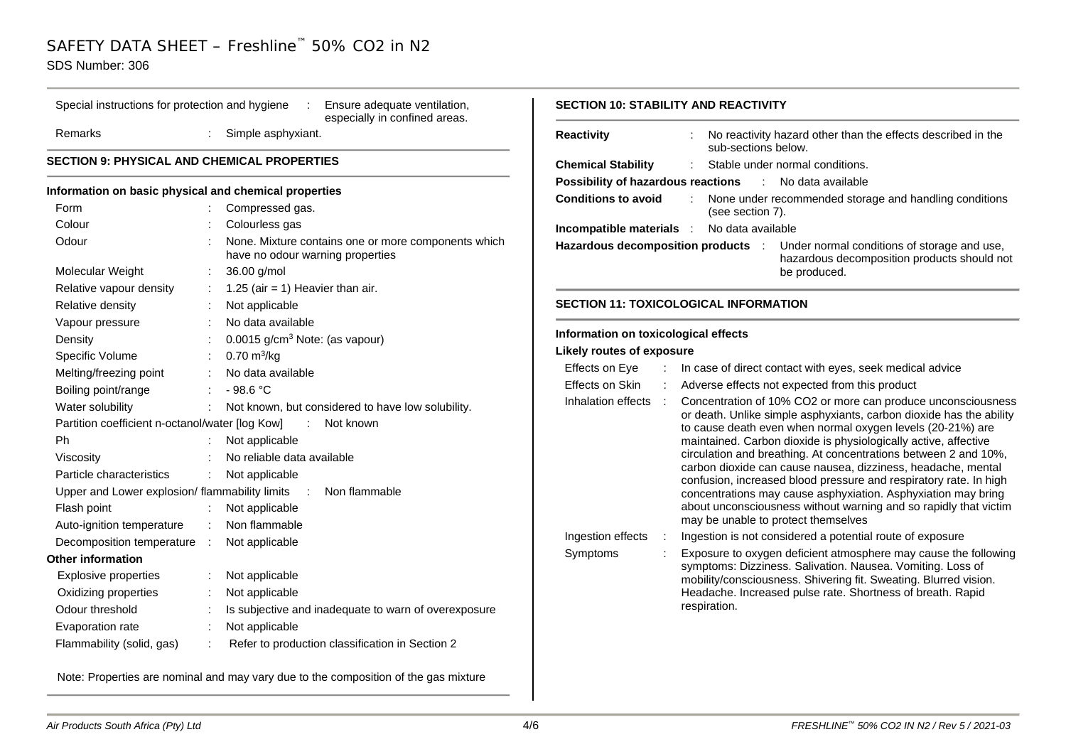| | | |
|---|---|---|
| Special instructions for protection and hygiene | : | Ensure adequate ventilation, especially in confined areas. |
| Remarks | : | Simple asphyxiant. |

## SECTION 9: PHYSICAL AND CHEMICAL PROPERTIES

**Information on basic physical and chemical properties**

| | | |
|---|---|---|
| Form | : | Compressed gas. |
| Colour | : | Colourless gas |
| Odour | : | None. Mixture contains one or more components which have no odour warning properties |
| Molecular Weight | : | 36.00 g/mol |
| Relative vapour density | : | 1.25 (air = 1) Heavier than air. |
| Relative density | : | Not applicable |
| Vapour pressure | : | No data available |
| Density | : | 0.0015 g/cm$^3$ Note: (as vapour) |
| Specific Volume | : | 0.70 m$^3$/kg |
| Melting/freezing point | : | No data available |
| Boiling point/range | : | - 98.6 °C |
| Water solubility | : | Not known, but considered to have low solubility. |
| Partition coefficient n-octanol/water [log Kow] | : | Not known |
| Ph | : | Not applicable |
| Viscosity | : | No reliable data available |
| Particle characteristics | : | Not applicable |
| Upper and Lower explosion/ flammability limits | : | Non flammable |
| Flash point | : | Not applicable |
| Auto-ignition temperature | : | Non flammable |
| Decomposition temperature | : | Not applicable |

**Other information**

| | | |
|---|---|---|
| Explosive properties | : | Not applicable |
| Oxidizing properties | : | Not applicable |
| Odour threshold | : | Is subjective and inadequate to warn of overexposure |
| Evaporation rate | : | Not applicable |
| Flammability (solid, gas) | : | Refer to production classification in Section 2 |

Note: Properties are nominal and may vary due to the composition of the gas mixture

## SECTION 10: STABILITY AND REACTIVITY

| | | |
|---|---|---|
| **Reactivity** | : | No reactivity hazard other than the effects described in the sub-sections below. |
| **Chemical Stability** | : | Stable under normal conditions. |
| **Possibility of hazardous reactions** | : | No data available |
| **Conditions to avoid** | : | None under recommended storage and handling conditions (see section 7). |
| **Incompatible materials** | : | No data available |
| **Hazardous decomposition products** | : | Under normal conditions of storage and use, hazardous decomposition products should not be produced. |

## SECTION 11: TOXICOLOGICAL INFORMATION

**Information on toxicological effects**

**Likely routes of exposure**

| | | |
|---|---|---|
| Effects on Eye | : | In case of direct contact with eyes, seek medical advice |
| Effects on Skin | : | Adverse effects not expected from this product |
| Inhalation effects | : | Concentration of 10% CO2 or more can produce unconsciousness or death. Unlike simple asphyxiants, carbon dioxide has the ability to cause death even when normal oxygen levels (20-21%) are maintained. Carbon dioxide is physiologically active, affective circulation and breathing. At concentrations between 2 and 10%, carbon dioxide can cause nausea, dizziness, headache, mental confusion, increased blood pressure and respiratory rate. In high concentrations may cause asphyxiation. Asphyxiation may bring about unconsciousness without warning and so rapidly that victim may be unable to protect themselves |
| Ingestion effects | : | Ingestion is not considered a potential route of exposure |
| Symptoms | : | Exposure to oxygen deficient atmosphere may cause the following symptoms: Dizziness. Salivation. Nausea. Vomiting. Loss of mobility/consciousness. Shivering fit. Sweating. Blurred vision. Headache. Increased pulse rate. Shortness of breath. Rapid respiration. |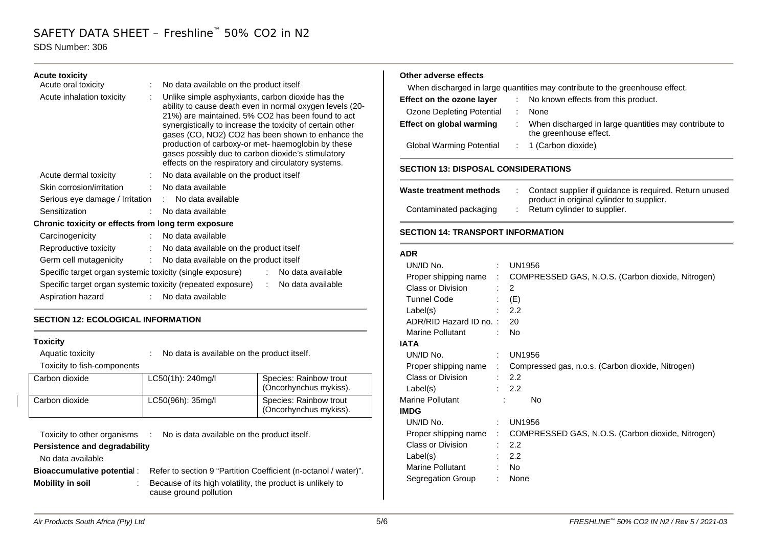**Acute toxicity**

| | | |
|---|---|---|
| Acute oral toxicity | : | No data available on the product itself |
| Acute inhalation toxicity | : | Unlike simple asphyxiants, carbon dioxide has the ability to cause death even in normal oxygen levels (20-21%) are maintained. 5% $CO_2$ has been found to act synergistically to increase the toxicity of certain other gases (CO, $NO_2$) $CO_2$ has been shown to enhance the production of carboxy-or met- haemoglobin by these gases possibly due to carbon dioxide's stimulatory effects on the respiratory and circulatory systems. |
| Acute dermal toxicity | : | No data available on the product itself |
| Skin corrosion/irritation | : | No data available |
| Serious eye damage / Irritation | : | No data available |
| Sensitization | : | No data available |

**Chronic toxicity or effects from long term exposure**

| | | |
|---|---|---|
| Carcinogenicity | : | No data available |
| Reproductive toxicity | : | No data available on the product itself |
| Germ cell mutagenicity | : | No data available on the product itself |
| Specific target organ systemic toxicity (single exposure) | : | No data available |
| Specific target organ systemic toxicity (repeated exposure) | : | No data available |
| Aspiration hazard | : | No data available |

## SECTION 12: ECOLOGICAL INFORMATION

**Toxicity**

Aquatic toxicity : No data is available on the product itself.

Toxicity to fish-components

| Component | LC50 | Species |
|---|---|---|
| Carbon dioxide | LC50(1h): 240mg/l | Species: Rainbow trout (Oncorhynchus mykiss). |
| Carbon dioxide | LC50(96h): 35mg/l | Species: Rainbow trout (Oncorhynchus mykiss). |

Toxicity to other organisms : No is data available on the product itself.

**Persistence and degradability**

No data available

**Bioaccumulative potential** : Refer to section 9 "Partition Coefficient (n-octanol / water)".

**Mobility in soil** : Because of its high volatility, the product is unlikely to cause ground pollution

**Other adverse effects**

When discharged in large quantities may contribute to the greenhouse effect.

| | | |
|---|---|---|
| **Effect on the ozone layer** | : | No known effects from this product. |
| Ozone Depleting Potential | : | None |
| **Effect on global warming** | : | When discharged in large quantities may contribute to the greenhouse effect. |
| Global Warming Potential | : | 1 (Carbon dioxide) |

## SECTION 13: DISPOSAL CONSIDERATIONS

| | | |
|---|---|---|
| **Waste treatment methods** | : | Contact supplier if guidance is required. Return unused product in original cylinder to supplier. |
| Contaminated packaging | : | Return cylinder to supplier. |

## SECTION 14: TRANSPORT INFORMATION

**ADR**

| | | |
|---|---|---|
| UN/ID No. | : | UN1956 |
| Proper shipping name | : | COMPRESSED GAS, N.O.S. (Carbon dioxide, Nitrogen) |
| Class or Division | : | 2 |
| Tunnel Code | : | (E) |
| Label(s) | : | 2.2 |
| ADR/RID Hazard ID no. | : | 20 |
| Marine Pollutant | : | No |

**IATA**

| | | |
|---|---|---|
| UN/ID No. | : | UN1956 |
| Proper shipping name | : | Compressed gas, n.o.s. (Carbon dioxide, Nitrogen) |
| Class or Division | : | 2.2 |
| Label(s) | : | 2.2 |
| Marine Pollutant | : | No |

**IMDG**

| | | |
|---|---|---|
| UN/ID No. | : | UN1956 |
| Proper shipping name | : | COMPRESSED GAS, N.O.S. (Carbon dioxide, Nitrogen) |
| Class or Division | : | 2.2 |
| Label(s) | : | 2.2 |
| Marine Pollutant | : | No |
| Segregation Group | : | None |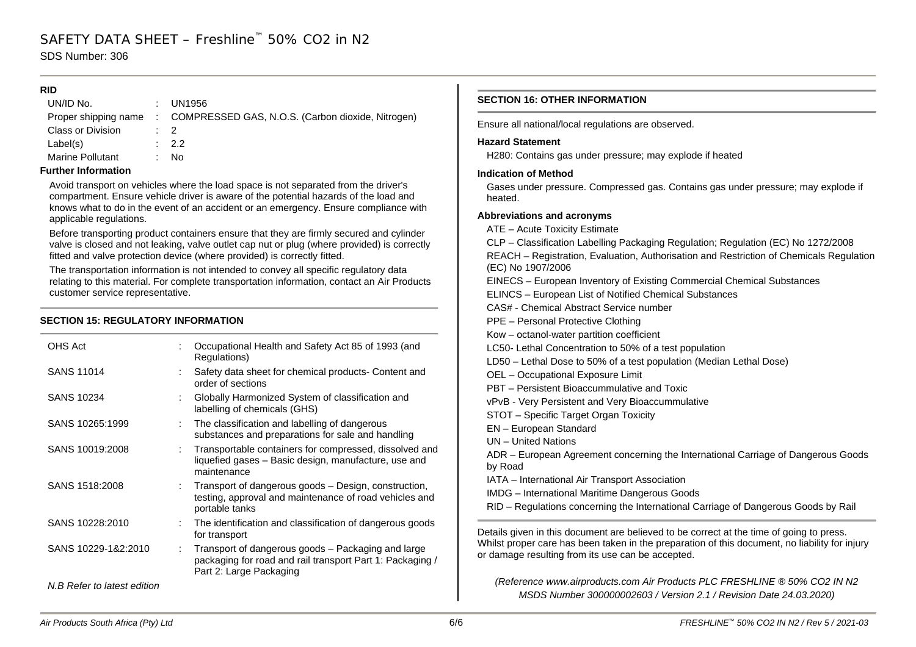**RID**

| | | |
|---|---|---|
| UN/ID No. | : | UN1956 |
| Proper shipping name | : | COMPRESSED GAS, N.O.S. (Carbon dioxide, Nitrogen) |
| Class or Division | : | 2 |
| Label(s) | : | 2.2 |
| Marine Pollutant | : | No |

**Further Information**

Avoid transport on vehicles where the load space is not separated from the driver's compartment. Ensure vehicle driver is aware of the potential hazards of the load and knows what to do in the event of an accident or an emergency. Ensure compliance with applicable regulations.

Before transporting product containers ensure that they are firmly secured and cylinder valve is closed and not leaking, valve outlet cap nut or plug (where provided) is correctly fitted and valve protection device (where provided) is correctly fitted.

The transportation information is not intended to convey all specific regulatory data relating to this material. For complete transportation information, contact an Air Products customer service representative.

## SECTION 15: REGULATORY INFORMATION

| | | |
|---|---|---|
| OHS Act | : | Occupational Health and Safety Act 85 of 1993 (and Regulations) |
| SANS 11014 | : | Safety data sheet for chemical products- Content and order of sections |
| SANS 10234 | : | Globally Harmonized System of classification and labelling of chemicals (GHS) |
| SANS 10265:1999 | : | The classification and labelling of dangerous substances and preparations for sale and handling |
| SANS 10019:2008 | : | Transportable containers for compressed, dissolved and liquefied gases – Basic design, manufacture, use and maintenance |
| SANS 1518:2008 | : | Transport of dangerous goods – Design, construction, testing, approval and maintenance of road vehicles and portable tanks |
| SANS 10228:2010 | : | The identification and classification of dangerous goods for transport |
| SANS 10229-1&2:2010 | : | Transport of dangerous goods – Packaging and large packaging for road and rail transport Part 1: Packaging / Part 2: Large Packaging |

*N.B Refer to latest edition*

## SECTION 16: OTHER INFORMATION

Ensure all national/local regulations are observed.

**Hazard Statement**

H280: Contains gas under pressure; may explode if heated

**Indication of Method**

Gases under pressure. Compressed gas. Contains gas under pressure; may explode if heated.

**Abbreviations and acronyms**

ATE – Acute Toxicity Estimate
CLP – Classification Labelling Packaging Regulation; Regulation (EC) No 1272/2008
REACH – Registration, Evaluation, Authorisation and Restriction of Chemicals Regulation (EC) No 1907/2006
EINECS – European Inventory of Existing Commercial Chemical Substances
ELINCS – European List of Notified Chemical Substances
CAS# - Chemical Abstract Service number
PPE – Personal Protective Clothing
Kow – octanol-water partition coefficient
LC50- Lethal Concentration to 50% of a test population
LD50 – Lethal Dose to 50% of a test population (Median Lethal Dose)
OEL – Occupational Exposure Limit
PBT – Persistent Bioaccummulative and Toxic
vPvB - Very Persistent and Very Bioaccummulative
STOT – Specific Target Organ Toxicity
EN – European Standard
UN – United Nations
ADR – European Agreement concerning the International Carriage of Dangerous Goods by Road
IATA – International Air Transport Association
IMDG – International Maritime Dangerous Goods
RID – Regulations concerning the International Carriage of Dangerous Goods by Rail

Details given in this document are believed to be correct at the time of going to press. Whilst proper care has been taken in the preparation of this document, no liability for injury or damage resulting from its use can be accepted.

*(Reference www.airproducts.com Air Products PLC FRESHLINE ® 50% CO2 IN N2 MSDS Number 300000002603 / Version 2.1 / Revision Date 24.03.2020)*